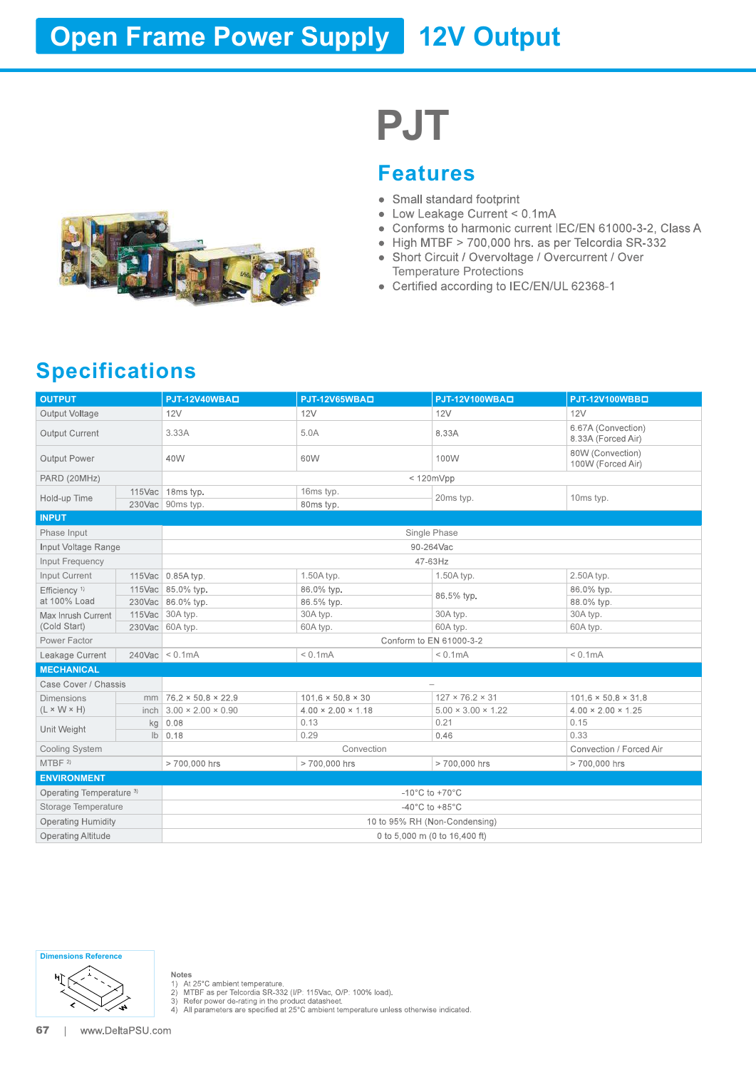# Open Frame Power Supply 12V Output

# PJT

## Features

- Small standard footprint
- Low Leakage Current < 0.1mA
- Conforms to harmonic current IEC/EN 61000-3-2, Class A
- High MTBF > 700,000 hrs. as per Telcordia SR-332
- Short Circuit / Overvoltage / Overcurrent / Over Temperature Protections
- Certified according to IEC/EN/UL 62368-1

## Specifications

| OUTPUT | | PJT-12V40WBA□ | PJT-12V65WBA□ | PJT-12V100WBA□ | PJT-12V100WBB□ |
|---|---|---|---|---|---|
| Output Voltage | | 12V | 12V | 12V | 12V |
| Output Current | | 3.33A | 5.0A | 8.33A | 6.67A (Convection)<br>8.33A (Forced Air) |
| Output Power | | 40W | 60W | 100W | 80W (Convection)<br>100W (Forced Air) |
| PARD (20MHz) | | < 120mVpp | | | |
| Hold-up Time | 115Vac | 18ms typ. | 16ms typ. | 20ms typ. | 10ms typ. |
| | 230Vac | 90ms typ. | 80ms typ. | | |
| **INPUT** | | | | | |
| Phase Input | | Single Phase | | | |
| Input Voltage Range | | 90-264Vac | | | |
| Input Frequency | | 47-63Hz | | | |
| Input Current | 115Vac | 0.85A typ. | 1.50A typ. | 1.50A typ. | 2.50A typ. |
| Efficiency [1] at 100% Load | 115Vac | 85.0% typ. | 86.0% typ. | 86.5% typ. | 86.0% typ. |
| | 230Vac | 86.0% typ. | 86.5% typ. | | 88.0% typ. |
| Max Inrush Current (Cold Start) | 115Vac | 30A typ. | 30A typ. | 30A typ. | 30A typ. |
| | 230Vac | 60A typ. | 60A typ. | 60A typ. | 60A typ. |
| Power Factor | | Conform to EN 61000-3-2 | | | |
| Leakage Current | 240Vac | < 0.1mA | < 0.1mA | < 0.1mA | < 0.1mA |
| **MECHANICAL** | | | | | |
| Case Cover / Chassis | | – | | | |
| Dimensions (L × W × H) | mm | 76.2 × 50.8 × 22.9 | 101.6 × 50.8 × 30 | 127 × 76.2 × 31 | 101.6 × 50.8 × 31.8 |
| | inch | 3.00 × 2.00 × 0.90 | 4.00 × 2.00 × 1.18 | 5.00 × 3.00 × 1.22 | 4.00 × 2.00 × 1.25 |
| Unit Weight | kg | 0.08 | 0.13 | 0.21 | 0.15 |
| | lb | 0.18 | 0.29 | 0.46 | 0.33 |
| Cooling System | | Convection | | | Convection / Forced Air |
| MTBF [2] | | > 700,000 hrs | > 700,000 hrs | > 700,000 hrs | > 700,000 hrs |
| **ENVIRONMENT** | | | | | |
| Operating Temperature [3] | | -10°C to +70°C | | | |
| Storage Temperature | | -40°C to +85°C | | | |
| Operating Humidity | | 10 to 95% RH (Non-Condensing) | | | |
| Operating Altitude | | 0 to 5,000 m (0 to 16,400 ft) | | | |

Dimensions Reference

**Notes**
1) At 25°C ambient temperature.
2) MTBF as per Telcordia SR-332 (I/P: 115Vac, O/P: 100% load).
3) Refer power de-rating in the product datasheet.
4) All parameters are specified at 25°C ambient temperature unless otherwise indicated.

www.DeltaPSU.com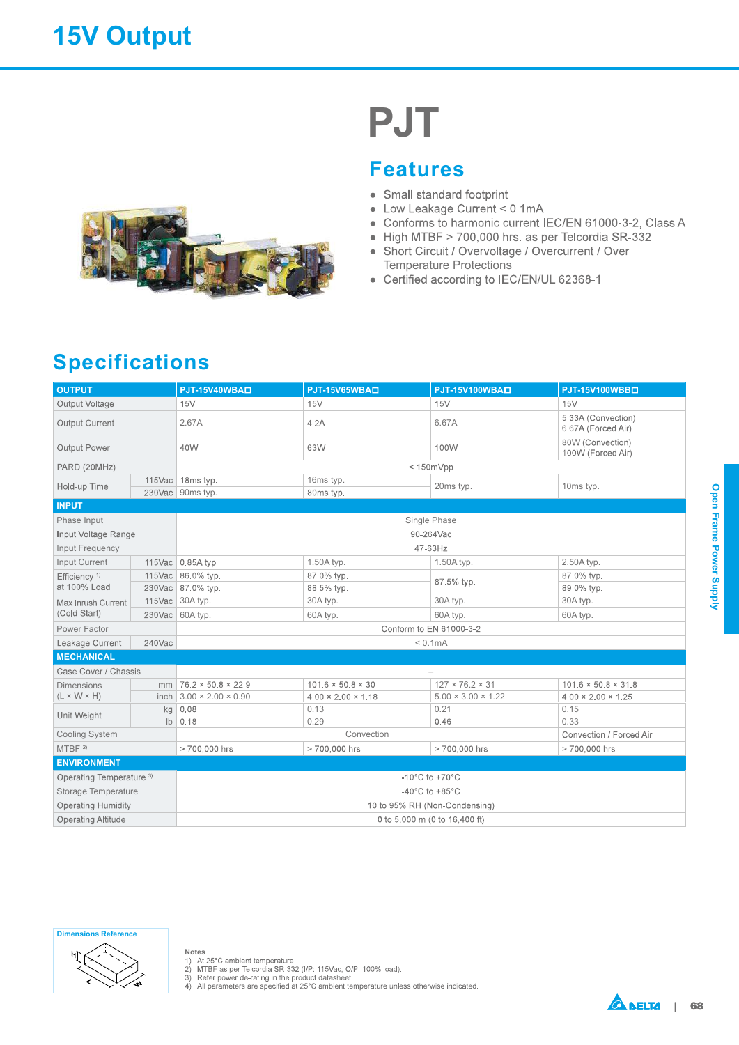# 15V Output

# PJT

## Features

- Small standard footprint
- Low Leakage Current < 0.1mA
- Conforms to harmonic current IEC/EN 61000-3-2, Class A
- High MTBF > 700,000 hrs. as per Telcordia SR-332
- Short Circuit / Overvoltage / Overcurrent / Over Temperature Protections
- Certified according to IEC/EN/UL 62368-1

## Specifications

| OUTPUT | | PJT-15V40WBA☐ | PJT-15V65WBA☐ | PJT-15V100WBA☐ | PJT-15V100WBB☐ |
|---|---|---|---|---|---|
| Output Voltage | | 15V | 15V | 15V | 15V |
| Output Current | | 2.67A | 4.2A | 6.67A | 5.33A (Convection) 6.67A (Forced Air) |
| Output Power | | 40W | 63W | 100W | 80W (Convection) 100W (Forced Air) |
| PARD (20MHz) | | < 150mVpp | | | |
| Hold-up Time | 115Vac | 18ms typ. | 16ms typ. | 20ms typ. | 10ms typ. |
| | 230Vac | 90ms typ. | 80ms typ. | | |
| **INPUT** | | | | | |
| Phase Input | | Single Phase | | | |
| Input Voltage Range | | 90-264Vac | | | |
| Input Frequency | | 47-63Hz | | | |
| Input Current | 115Vac | 0.85A typ. | 1.50A typ. | 1.50A typ. | 2.50A typ. |
| Efficiency [1] at 100% Load | 115Vac | 86.0% typ. | 87.0% typ. | 87.5% typ. | 87.0% typ. |
| | 230Vac | 87.0% typ. | 88.5% typ. | | 89.0% typ. |
| Max Inrush Current (Cold Start) | 115Vac | 30A typ. | 30A typ. | 30A typ. | 30A typ. |
| | 230Vac | 60A typ. | 60A typ. | 60A typ. | 60A typ. |
| Power Factor | | Conform to EN 61000-3-2 | | | |
| Leakage Current | 240Vac | < 0.1mA | | | |
| **MECHANICAL** | | | | | |
| Case Cover / Chassis | | – | | | |
| Dimensions (L × W × H) | mm | 76.2 × 50.8 × 22.9 | 101.6 × 50.8 × 30 | 127 × 76.2 × 31 | 101.6 × 50.8 × 31.8 |
| | inch | 3.00 × 2.00 × 0.90 | 4.00 × 2.00 × 1.18 | 5.00 × 3.00 × 1.22 | 4.00 × 2.00 × 1.25 |
| Unit Weight | kg | 0.08 | 0.13 | 0.21 | 0.15 |
| | lb | 0.18 | 0.29 | 0.46 | 0.33 |
| Cooling System | | Convection | | | Convection / Forced Air |
| MTBF [2] | | > 700,000 hrs | > 700,000 hrs | > 700,000 hrs | > 700,000 hrs |
| **ENVIRONMENT** | | | | | |
| Operating Temperature [3] | | -10°C to +70°C | | | |
| Storage Temperature | | -40°C to +85°C | | | |
| Operating Humidity | | 10 to 95% RH (Non-Condensing) | | | |
| Operating Altitude | | 0 to 5,000 m (0 to 16,400 ft) | | | |

**Dimensions Reference**

**Notes**
1) At 25°C ambient temperature.
2) MTBF as per Telcordia SR-332 (I/P: 115Vac, O/P: 100% load).
3) Refer power de-rating in the product datasheet.
4) All parameters are specified at 25°C ambient temperature unless otherwise indicated.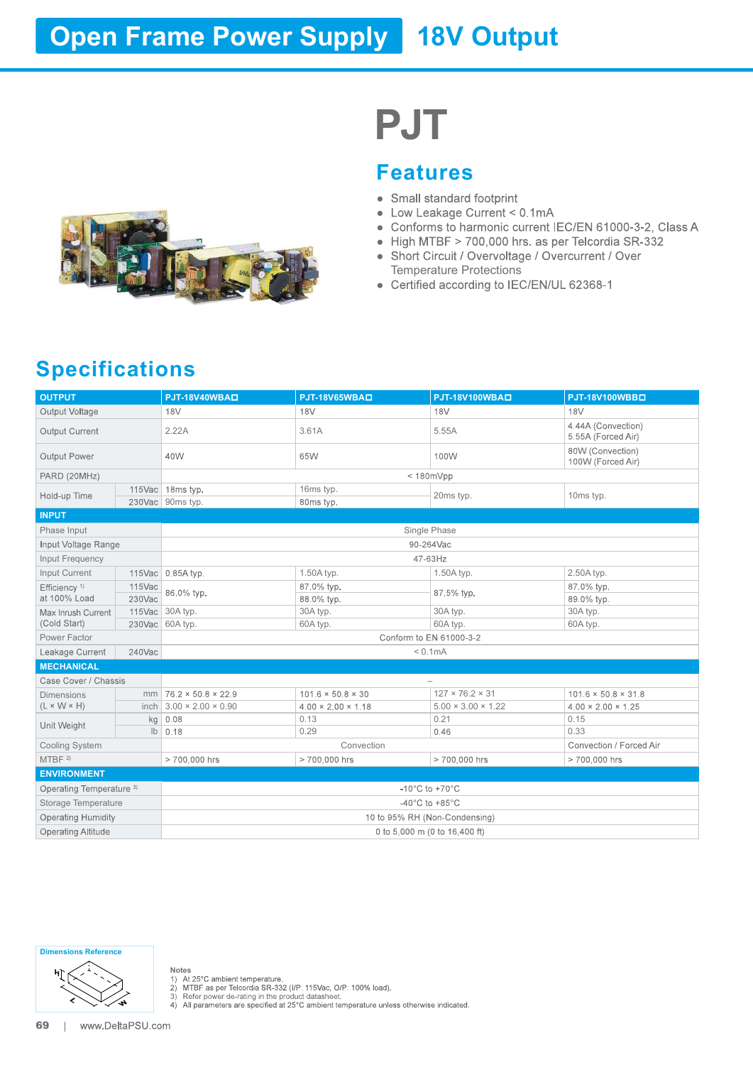# Open Frame Power Supply 18V Output

## PJT

### Features

- Small standard footprint
- Low Leakage Current < 0.1mA
- Conforms to harmonic current IEC/EN 61000-3-2, Class A
- High MTBF > 700,000 hrs. as per Telcordia SR-332
- Short Circuit / Overvoltage / Overcurrent / Over Temperature Protections
- Certified according to IEC/EN/UL 62368-1

## Specifications

| OUTPUT | | PJT-18V40WBA☐ | PJT-18V65WBA☐ | PJT-18V100WBA☐ | PJT-18V100WBB☐ |
|---|---|---|---|---|---|
| Output Voltage | | 18V | 18V | 18V | 18V |
| Output Current | | 2.22A | 3.61A | 5.55A | 4.44A (Convection) 5.55A (Forced Air) |
| Output Power | | 40W | 65W | 100W | 80W (Convection) 100W (Forced Air) |
| PARD (20MHz) | | < 180mVpp | | | |
| Hold-up Time | 115Vac | 18ms typ. | 16ms typ. | 20ms typ. | 10ms typ. |
| | 230Vac | 90ms typ. | 80ms typ. | | |
| **INPUT** | | | | | |
| Phase Input | | Single Phase | | | |
| Input Voltage Range | | 90-264Vac | | | |
| Input Frequency | | 47-63Hz | | | |
| Input Current | 115Vac | 0.85A typ. | 1.50A typ. | 1.50A typ. | 2.50A typ. |
| Efficiency [1] at 100% Load | 115Vac | 86.0% typ. | 87.0% typ. | 87.5% typ. | 87.0% typ. |
| | 230Vac | | 88.0% typ. | | 89.0% typ. |
| Max Inrush Current (Cold Start) | 115Vac | 30A typ. | 30A typ. | 30A typ. | 30A typ. |
| | 230Vac | 60A typ. | 60A typ. | 60A typ. | 60A typ. |
| Power Factor | | Conform to EN 61000-3-2 | | | |
| Leakage Current | 240Vac | < 0.1mA | | | |
| **MECHANICAL** | | | | | |
| Case Cover / Chassis | | – | | | |
| Dimensions (L × W × H) | mm | 76.2 × 50.8 × 22.9 | 101.6 × 50.8 × 30 | 127 × 76.2 × 31 | 101.6 × 50.8 × 31.8 |
| | inch | 3.00 × 2.00 × 0.90 | 4.00 × 2.00 × 1.18 | 5.00 × 3.00 × 1.22 | 4.00 × 2.00 × 1.25 |
| Unit Weight | kg | 0.08 | 0.13 | 0.21 | 0.15 |
| | lb | 0.18 | 0.29 | 0.46 | 0.33 |
| Cooling System | | Convection | | | Convection / Forced Air |
| MTBF [2] | | > 700,000 hrs | > 700,000 hrs | > 700,000 hrs | > 700,000 hrs |
| **ENVIRONMENT** | | | | | |
| Operating Temperature [3] | | -10°C to +70°C | | | |
| Storage Temperature | | -40°C to +85°C | | | |
| Operating Humidity | | 10 to 95% RH (Non-Condensing) | | | |
| Operating Altitude | | 0 to 5,000 m (0 to 16,400 ft) | | | |

**Dimensions Reference**

H, L, W

**Notes**
1) At 25°C ambient temperature.
2) MTBF as per Telcordia SR-332 (I/P: 115Vac, O/P: 100% load).
3) Refer power de-rating in the product datasheet.
4) All parameters are specified at 25°C ambient temperature unless otherwise indicated.

www.DeltaPSU.com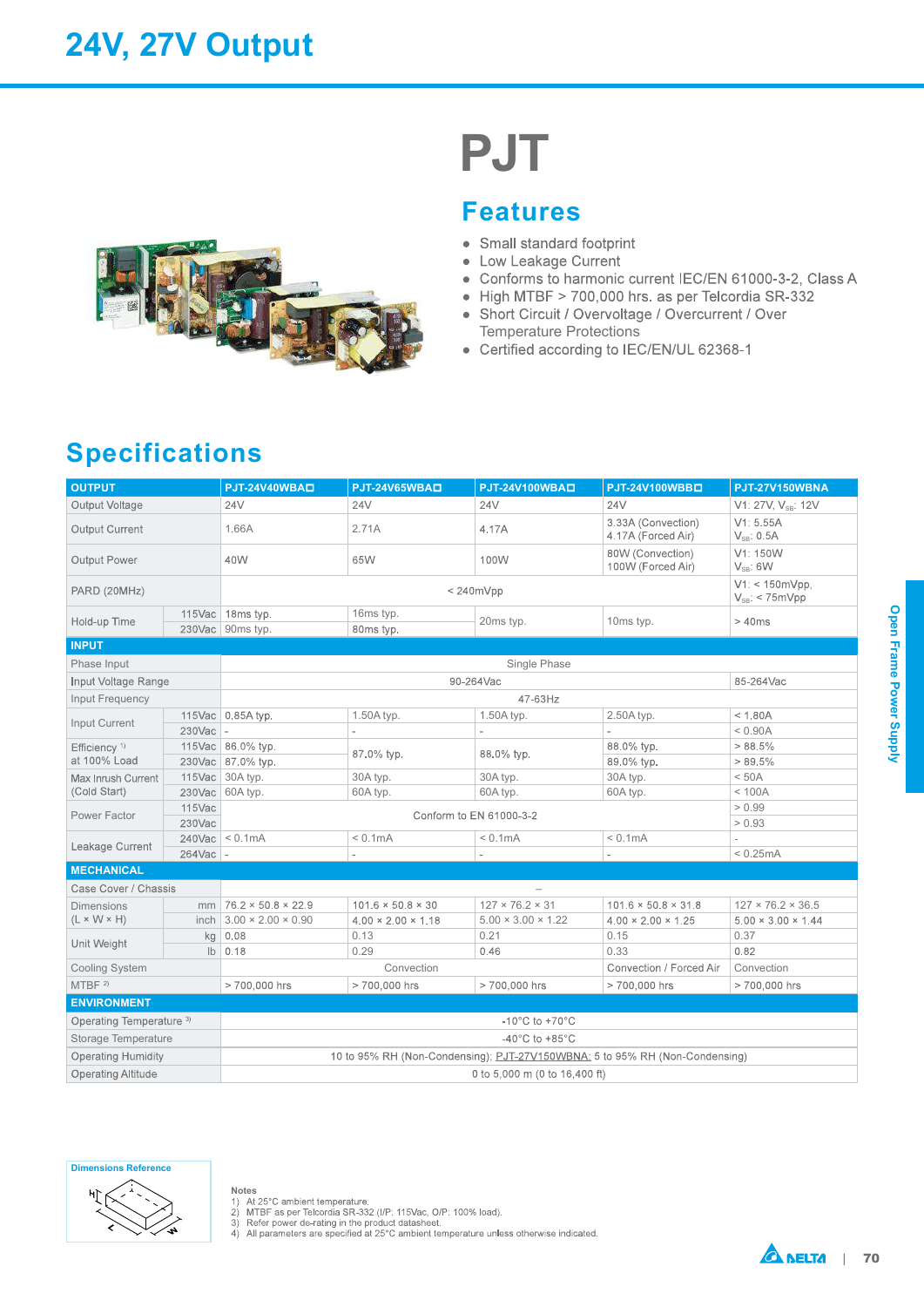# 24V, 27V Output

# PJT

## Features

- Small standard footprint
- Low Leakage Current
- Conforms to harmonic current IEC/EN 61000-3-2, Class A
- High MTBF > 700,000 hrs. as per Telcordia SR-332
- Short Circuit / Overvoltage / Overcurrent / Over Temperature Protections
- Certified according to IEC/EN/UL 62368-1

## Specifications

| OUTPUT | | PJT-24V40WBA☐ | PJT-24V65WBA☐ | PJT-24V100WBA☐ | PJT-24V100WBB☐ | PJT-27V150WBNA |
|---|---|---|---|---|---|---|
| Output Voltage | | 24V | 24V | 24V | 24V | V1: 27V, $V_{SB}$: 12V |
| Output Current | | 1.66A | 2.71A | 4.17A | 3.33A (Convection) 4.17A (Forced Air) | V1: 5.55A $V_{SB}$: 0.5A |
| Output Power | | 40W | 65W | 100W | 80W (Convection) 100W (Forced Air) | V1: 150W $V_{SB}$: 6W |
| PARD (20MHz) | | < 240mVpp | | | | V1: < 150mVpp, $V_{SB}$: < 75mVpp |
| Hold-up Time | 115Vac | 18ms typ. | 16ms typ. | 20ms typ. | 10ms typ. | > 40ms |
| | 230Vac | 90ms typ. | 80ms typ. | | | |
| **INPUT** | | | | | | |
| Phase Input | | Single Phase | | | | |
| Input Voltage Range | | 90-264Vac | | | | 85-264Vac |
| Input Frequency | | 47-63Hz | | | | |
| Input Current | 115Vac | 0.85A typ. | 1.50A typ. | 1.50A typ. | 2.50A typ. | < 1.80A |
| | 230Vac | - | - | - | - | < 0.90A |
| Efficiency [1] at 100% Load | 115Vac | 86.0% typ. | 87.0% typ. | 88.0% typ. | 88.0% typ. | > 88.5% |
| | 230Vac | 87.0% typ. | | | 89.0% typ. | > 89.5% |
| Max Inrush Current (Cold Start) | 115Vac | 30A typ. | 30A typ. | 30A typ. | 30A typ. | < 50A |
| | 230Vac | 60A typ. | 60A typ. | 60A typ. | 60A typ. | < 100A |
| Power Factor | 115Vac | Conform to EN 61000-3-2 | | | | > 0.99 |
| | 230Vac | | | | | > 0.93 |
| Leakage Current | 240Vac | < 0.1mA | < 0.1mA | < 0.1mA | < 0.1mA | - |
| | 264Vac | - | - | - | - | < 0.25mA |
| **MECHANICAL** | | | | | | |
| Case Cover / Chassis | | – | | | | |
| Dimensions (L × W × H) | mm | 76.2 × 50.8 × 22.9 | 101.6 × 50.8 × 30 | 127 × 76.2 × 31 | 101.6 × 50.8 × 31.8 | 127 × 76.2 × 36.5 |
| | inch | 3.00 × 2.00 × 0.90 | 4.00 × 2.00 × 1.18 | 5.00 × 3.00 × 1.22 | 4.00 × 2.00 × 1.25 | 5.00 × 3.00 × 1.44 |
| Unit Weight | kg | 0.08 | 0.13 | 0.21 | 0.15 | 0.37 |
| | lb | 0.18 | 0.29 | 0.46 | 0.33 | 0.82 |
| Cooling System | | Convection | | | Convection / Forced Air | Convection |
| MTBF [2] | | > 700,000 hrs | > 700,000 hrs | > 700,000 hrs | > 700,000 hrs | > 700,000 hrs |
| **ENVIRONMENT** | | | | | | |
| Operating Temperature [3] | | -10°C to +70°C | | | | |
| Storage Temperature | | -40°C to +85°C | | | | |
| Operating Humidity | | 10 to 95% RH (Non-Condensing); PJT-27V150WBNA: 5 to 95% RH (Non-Condensing) | | | | |
| Operating Altitude | | 0 to 5,000 m (0 to 16,400 ft) | | | | |

Dimensions Reference

Notes
1) At 25°C ambient temperature.
2) MTBF as per Telcordia SR-332 (I/P: 115Vac, O/P: 100% load).
3) Refer power de-rating in the product datasheet.
4) All parameters are specified at 25°C ambient temperature unless otherwise indicated.